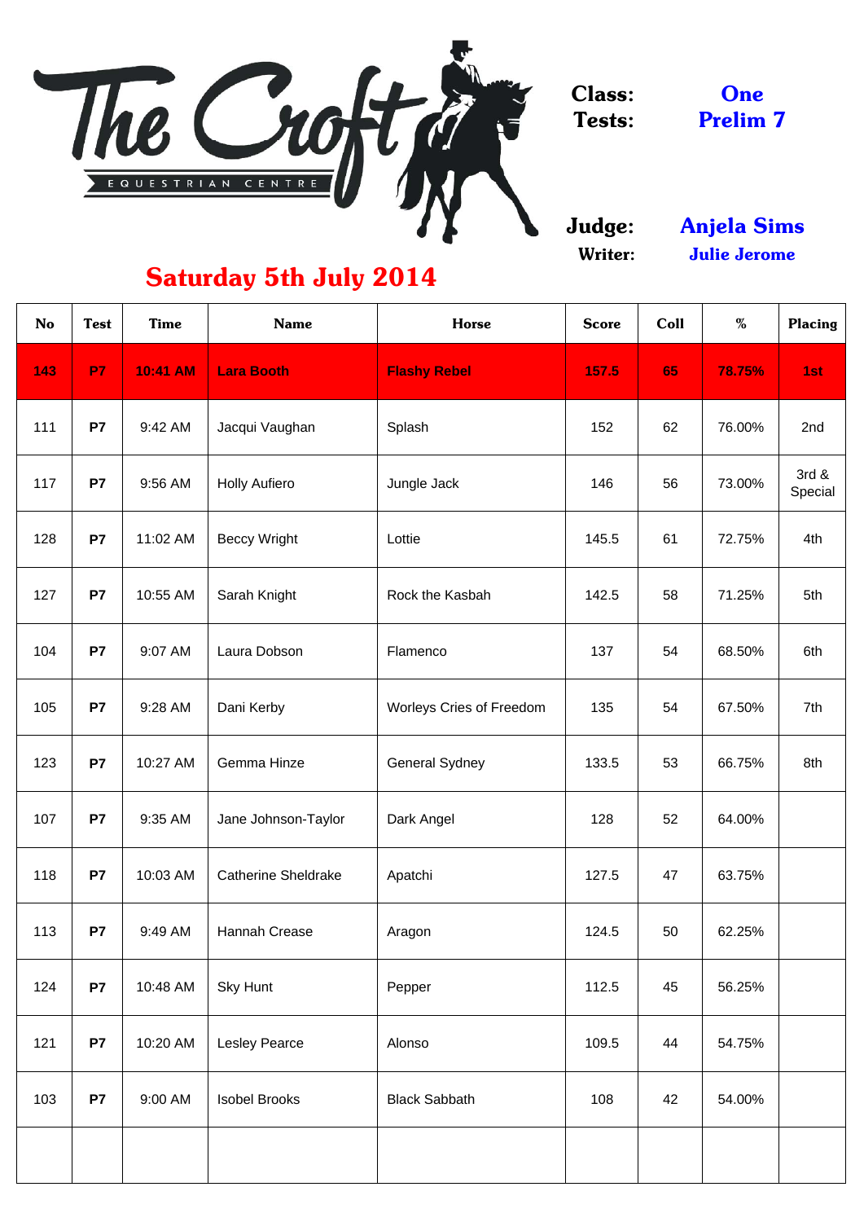# The Croft Equestrian Centre

**Class:** One
**Tests:** Prelim 7

**Judge:** Anjela Sims
**Writer:** Julie Jerome

## Saturday 5th July 2014

| No | Test | Time | Name | Horse | Score | Coll | % | Placing |
|---|---|---|---|---|---|---|---|---|
| **143** | **P7** | **10:41 AM** | **Lara Booth** | **Flashy Rebel** | **157.5** | **65** | **78.75%** | **1st** |
| 111 | **P7** | 9:42 AM | Jacqui Vaughan | Splash | 152 | 62 | 76.00% | 2nd |
| 117 | **P7** | 9:56 AM | Holly Aufiero | Jungle Jack | 146 | 56 | 73.00% | 3rd & Special |
| 128 | **P7** | 11:02 AM | Beccy Wright | Lottie | 145.5 | 61 | 72.75% | 4th |
| 127 | **P7** | 10:55 AM | Sarah Knight | Rock the Kasbah | 142.5 | 58 | 71.25% | 5th |
| 104 | **P7** | 9:07 AM | Laura Dobson | Flamenco | 137 | 54 | 68.50% | 6th |
| 105 | **P7** | 9:28 AM | Dani Kerby | Worleys Cries of Freedom | 135 | 54 | 67.50% | 7th |
| 123 | **P7** | 10:27 AM | Gemma Hinze | General Sydney | 133.5 | 53 | 66.75% | 8th |
| 107 | **P7** | 9:35 AM | Jane Johnson-Taylor | Dark Angel | 128 | 52 | 64.00% | |
| 118 | **P7** | 10:03 AM | Catherine Sheldrake | Apatchi | 127.5 | 47 | 63.75% | |
| 113 | **P7** | 9:49 AM | Hannah Crease | Aragon | 124.5 | 50 | 62.25% | |
| 124 | **P7** | 10:48 AM | Sky Hunt | Pepper | 112.5 | 45 | 56.25% | |
| 121 | **P7** | 10:20 AM | Lesley Pearce | Alonso | 109.5 | 44 | 54.75% | |
| 103 | **P7** | 9:00 AM | Isobel Brooks | Black Sabbath | 108 | 42 | 54.00% | |
| | | | | | | | | |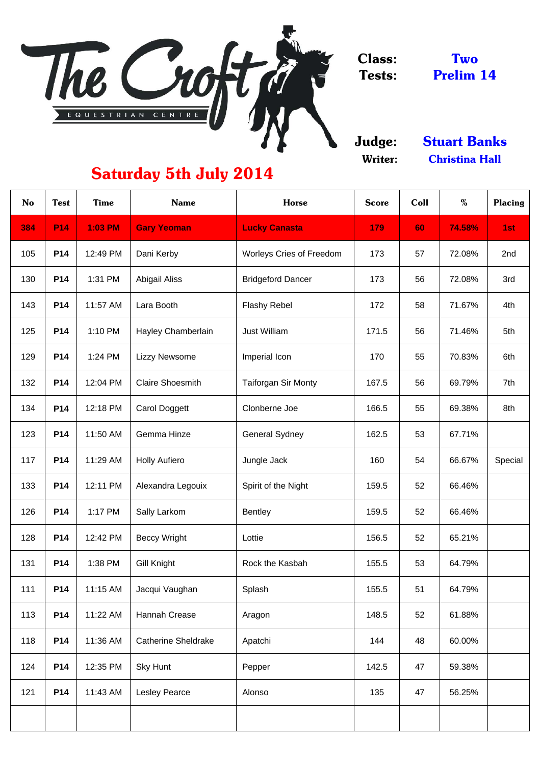# The Croft Equestrian Centre

**Class:** Two
**Tests:** Prelim 14

**Judge:** Stuart Banks
**Writer:** Christina Hall

## Saturday 5th July 2014

| No | Test | Time | Name | Horse | Score | Coll | % | Placing |
|---|---|---|---|---|---|---|---|---|
| **384** | **P14** | **1:03 PM** | **Gary Yeoman** | **Lucky Canasta** | **179** | **60** | **74.58%** | **1st** |
| 105 | **P14** | 12:49 PM | Dani Kerby | Worleys Cries of Freedom | 173 | 57 | 72.08% | 2nd |
| 130 | **P14** | 1:31 PM | Abigail Aliss | Bridgeford Dancer | 173 | 56 | 72.08% | 3rd |
| 143 | **P14** | 11:57 AM | Lara Booth | Flashy Rebel | 172 | 58 | 71.67% | 4th |
| 125 | **P14** | 1:10 PM | Hayley Chamberlain | Just William | 171.5 | 56 | 71.46% | 5th |
| 129 | **P14** | 1:24 PM | Lizzy Newsome | Imperial Icon | 170 | 55 | 70.83% | 6th |
| 132 | **P14** | 12:04 PM | Claire Shoesmith | Taiforgan Sir Monty | 167.5 | 56 | 69.79% | 7th |
| 134 | **P14** | 12:18 PM | Carol Doggett | Clonberne Joe | 166.5 | 55 | 69.38% | 8th |
| 123 | **P14** | 11:50 AM | Gemma Hinze | General Sydney | 162.5 | 53 | 67.71% | |
| 117 | **P14** | 11:29 AM | Holly Aufiero | Jungle Jack | 160 | 54 | 66.67% | Special |
| 133 | **P14** | 12:11 PM | Alexandra Legouix | Spirit of the Night | 159.5 | 52 | 66.46% | |
| 126 | **P14** | 1:17 PM | Sally Larkom | Bentley | 159.5 | 52 | 66.46% | |
| 128 | **P14** | 12:42 PM | Beccy Wright | Lottie | 156.5 | 52 | 65.21% | |
| 131 | **P14** | 1:38 PM | Gill Knight | Rock the Kasbah | 155.5 | 53 | 64.79% | |
| 111 | **P14** | 11:15 AM | Jacqui Vaughan | Splash | 155.5 | 51 | 64.79% | |
| 113 | **P14** | 11:22 AM | Hannah Crease | Aragon | 148.5 | 52 | 61.88% | |
| 118 | **P14** | 11:36 AM | Catherine Sheldrake | Apatchi | 144 | 48 | 60.00% | |
| 124 | **P14** | 12:35 PM | Sky Hunt | Pepper | 142.5 | 47 | 59.38% | |
| 121 | **P14** | 11:43 AM | Lesley Pearce | Alonso | 135 | 47 | 56.25% | |
| | | | | | | | | |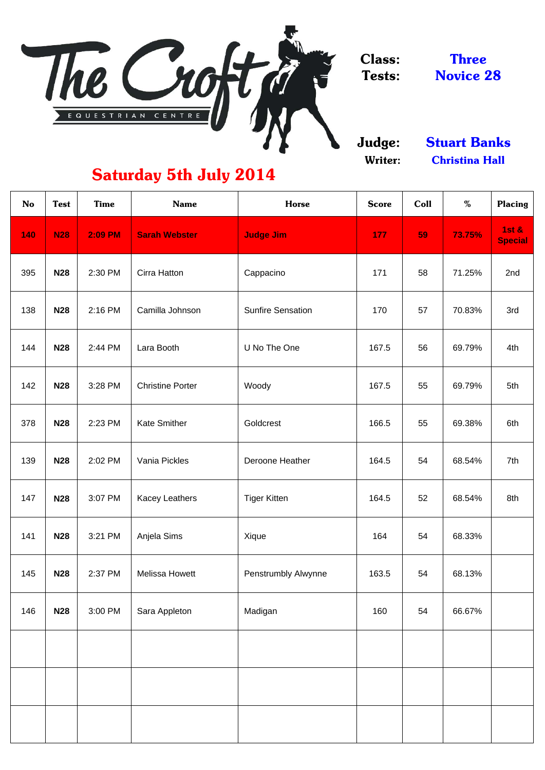The Croft EQUESTRIAN CENTRE

**Class:** Three
**Tests:** Novice 28

**Judge:** Stuart Banks
**Writer:** Christina Hall

## Saturday 5th July 2014

| No | Test | Time | Name | Horse | Score | Coll | % | Placing |
|---|---|---|---|---|---|---|---|---|
| **140** | **N28** | **2:09 PM** | **Sarah Webster** | **Judge Jim** | **177** | **59** | **73.75%** | **1st & Special** |
| 395 | **N28** | 2:30 PM | Cirra Hatton | Cappacino | 171 | 58 | 71.25% | 2nd |
| 138 | **N28** | 2:16 PM | Camilla Johnson | Sunfire Sensation | 170 | 57 | 70.83% | 3rd |
| 144 | **N28** | 2:44 PM | Lara Booth | U No The One | 167.5 | 56 | 69.79% | 4th |
| 142 | **N28** | 3:28 PM | Christine Porter | Woody | 167.5 | 55 | 69.79% | 5th |
| 378 | **N28** | 2:23 PM | Kate Smither | Goldcrest | 166.5 | 55 | 69.38% | 6th |
| 139 | **N28** | 2:02 PM | Vania Pickles | Deroone Heather | 164.5 | 54 | 68.54% | 7th |
| 147 | **N28** | 3:07 PM | Kacey Leathers | Tiger Kitten | 164.5 | 52 | 68.54% | 8th |
| 141 | **N28** | 3:21 PM | Anjela Sims | Xique | 164 | 54 | 68.33% | |
| 145 | **N28** | 2:37 PM | Melissa Howett | Penstrumbly Alwynne | 163.5 | 54 | 68.13% | |
| 146 | **N28** | 3:00 PM | Sara Appleton | Madigan | 160 | 54 | 66.67% | |
| | | | | | | | | |
| | | | | | | | | |
| | | | | | | | | |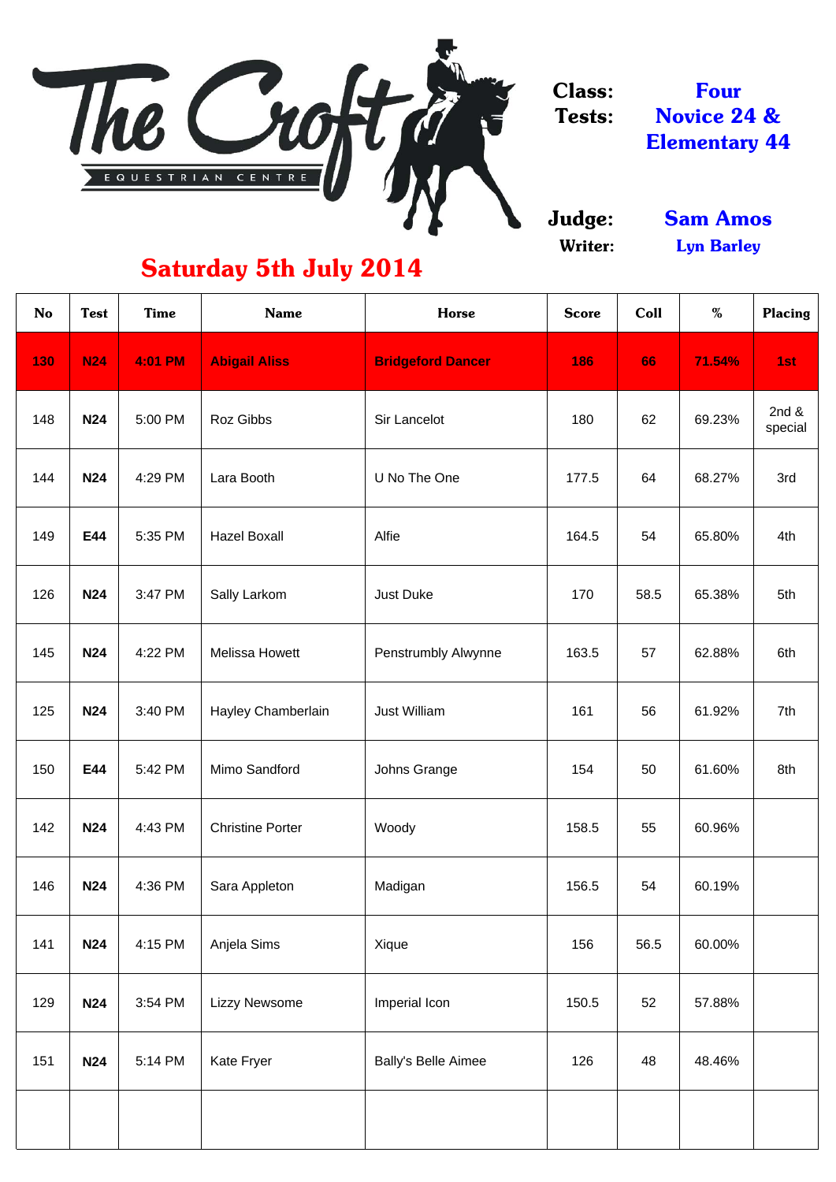The Croft EQUESTRIAN CENTRE

**Class:** Four

**Tests:** Novice 24 & Elementary 44

**Judge:** Sam Amos

**Writer:** Lyn Barley

## Saturday 5th July 2014

| No | Test | Time | Name | Horse | Score | Coll | % | Placing |
|---|---|---|---|---|---|---|---|---|
| 130 | N24 | 4:01 PM | Abigail Aliss | Bridgeford Dancer | 186 | 66 | 71.54% | 1st |
| 148 | N24 | 5:00 PM | Roz Gibbs | Sir Lancelot | 180 | 62 | 69.23% | 2nd & special |
| 144 | N24 | 4:29 PM | Lara Booth | U No The One | 177.5 | 64 | 68.27% | 3rd |
| 149 | E44 | 5:35 PM | Hazel Boxall | Alfie | 164.5 | 54 | 65.80% | 4th |
| 126 | N24 | 3:47 PM | Sally Larkom | Just Duke | 170 | 58.5 | 65.38% | 5th |
| 145 | N24 | 4:22 PM | Melissa Howett | Penstrumbly Alwynne | 163.5 | 57 | 62.88% | 6th |
| 125 | N24 | 3:40 PM | Hayley Chamberlain | Just William | 161 | 56 | 61.92% | 7th |
| 150 | E44 | 5:42 PM | Mimo Sandford | Johns Grange | 154 | 50 | 61.60% | 8th |
| 142 | N24 | 4:43 PM | Christine Porter | Woody | 158.5 | 55 | 60.96% | |
| 146 | N24 | 4:36 PM | Sara Appleton | Madigan | 156.5 | 54 | 60.19% | |
| 141 | N24 | 4:15 PM | Anjela Sims | Xique | 156 | 56.5 | 60.00% | |
| 129 | N24 | 3:54 PM | Lizzy Newsome | Imperial Icon | 150.5 | 52 | 57.88% | |
| 151 | N24 | 5:14 PM | Kate Fryer | Bally's Belle Aimee | 126 | 48 | 48.46% | |
| | | | | | | | | |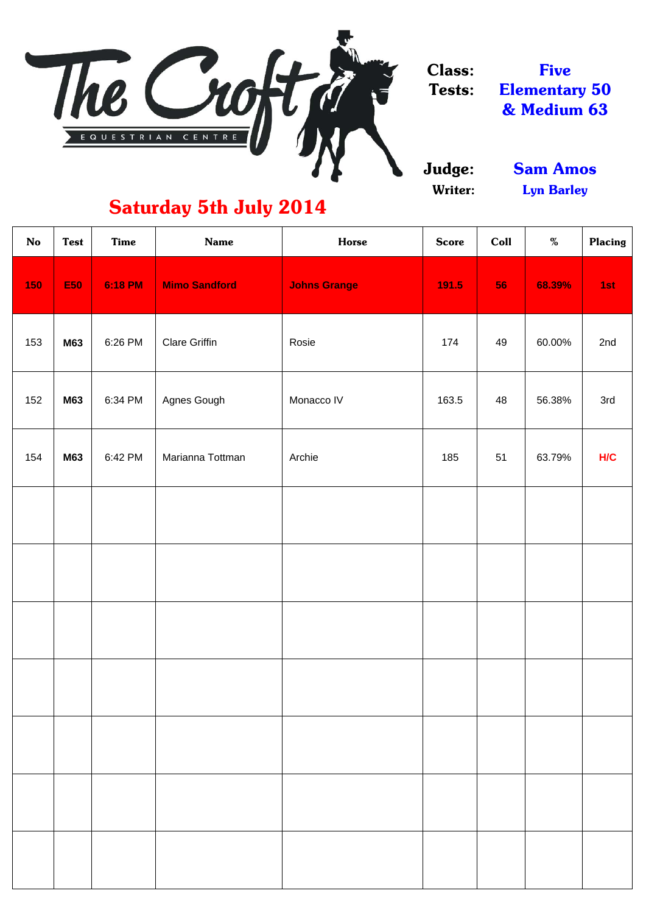The Croft EQUESTRIAN CENTRE

**Class:** Five

**Tests:** Elementary 50 & Medium 63

**Judge:** Sam Amos

**Writer:** Lyn Barley

## Saturday 5th July 2014

| No | Test | Time | Name | Horse | Score | Coll | % | Placing |
|---|---|---|---|---|---|---|---|---|
| **150** | **E50** | **6:18 PM** | **Mimo Sandford** | **Johns Grange** | **191.5** | **56** | **68.39%** | **1st** |
| 153 | **M63** | 6:26 PM | Clare Griffin | Rosie | 174 | 49 | 60.00% | 2nd |
| 152 | **M63** | 6:34 PM | Agnes Gough | Monacco IV | 163.5 | 48 | 56.38% | 3rd |
| 154 | **M63** | 6:42 PM | Marianna Tottman | Archie | 185 | 51 | 63.79% | **H/C** |
| | | | | | | | | |
| | | | | | | | | |
| | | | | | | | | |
| | | | | | | | | |
| | | | | | | | | |
| | | | | | | | | |
| | | | | | | | | |